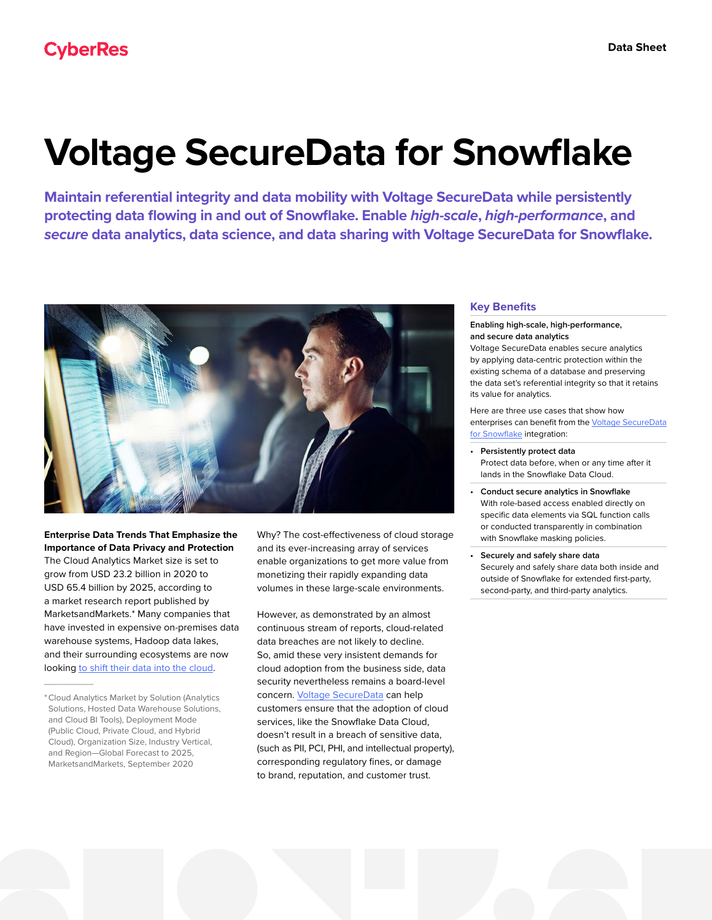CyberRes

Data Sheet

# Voltage SecureData for Snowflake

**Maintain referential integrity and data mobility with Voltage SecureData while persistently protecting data flowing in and out of Snowflake. Enable *high-scale*, *high-performance*, and *secure* data analytics, data science, and data sharing with Voltage SecureData for Snowflake.**

## Key Benefits

**Enabling high-scale, high-performance, and secure data analytics**
Voltage SecureData enables secure analytics by applying data-centric protection within the existing schema of a database and preserving the data set's referential integrity so that it retains its value for analytics.

Here are three use cases that show how enterprises can benefit from the Voltage SecureData for Snowflake integration:

- **Persistently protect data**
  Protect data before, when or any time after it lands in the Snowflake Data Cloud.
- **Conduct secure analytics in Snowflake**
  With role-based access enabled directly on specific data elements via SQL function calls or conducted transparently in combination with Snowflake masking policies.
- **Securely and safely share data**
  Securely and safely share data both inside and outside of Snowflake for extended first-party, second-party, and third-party analytics.

**Enterprise Data Trends That Emphasize the Importance of Data Privacy and Protection**
The Cloud Analytics Market size is set to grow from USD 23.2 billion in 2020 to USD 65.4 billion by 2025, according to a market research report published by MarketsandMarkets.* Many companies that have invested in expensive on-premises data warehouse systems, Hadoop data lakes, and their surrounding ecosystems are now looking to shift their data into the cloud.

Why? The cost-effectiveness of cloud storage and its ever-increasing array of services enable organizations to get more value from monetizing their rapidly expanding data volumes in these large-scale environments.

However, as demonstrated by an almost continuous stream of reports, cloud-related data breaches are not likely to decline. So, amid these very insistent demands for cloud adoption from the business side, data security nevertheless remains a board-level concern. Voltage SecureData can help customers ensure that the adoption of cloud services, like the Snowflake Data Cloud, doesn't result in a breach of sensitive data, (such as PII, PCI, PHI, and intellectual property), corresponding regulatory fines, or damage to brand, reputation, and customer trust.

* Cloud Analytics Market by Solution (Analytics Solutions, Hosted Data Warehouse Solutions, and Cloud BI Tools), Deployment Mode (Public Cloud, Private Cloud, and Hybrid Cloud), Organization Size, Industry Vertical, and Region—Global Forecast to 2025, MarketsandMarkets, September 2020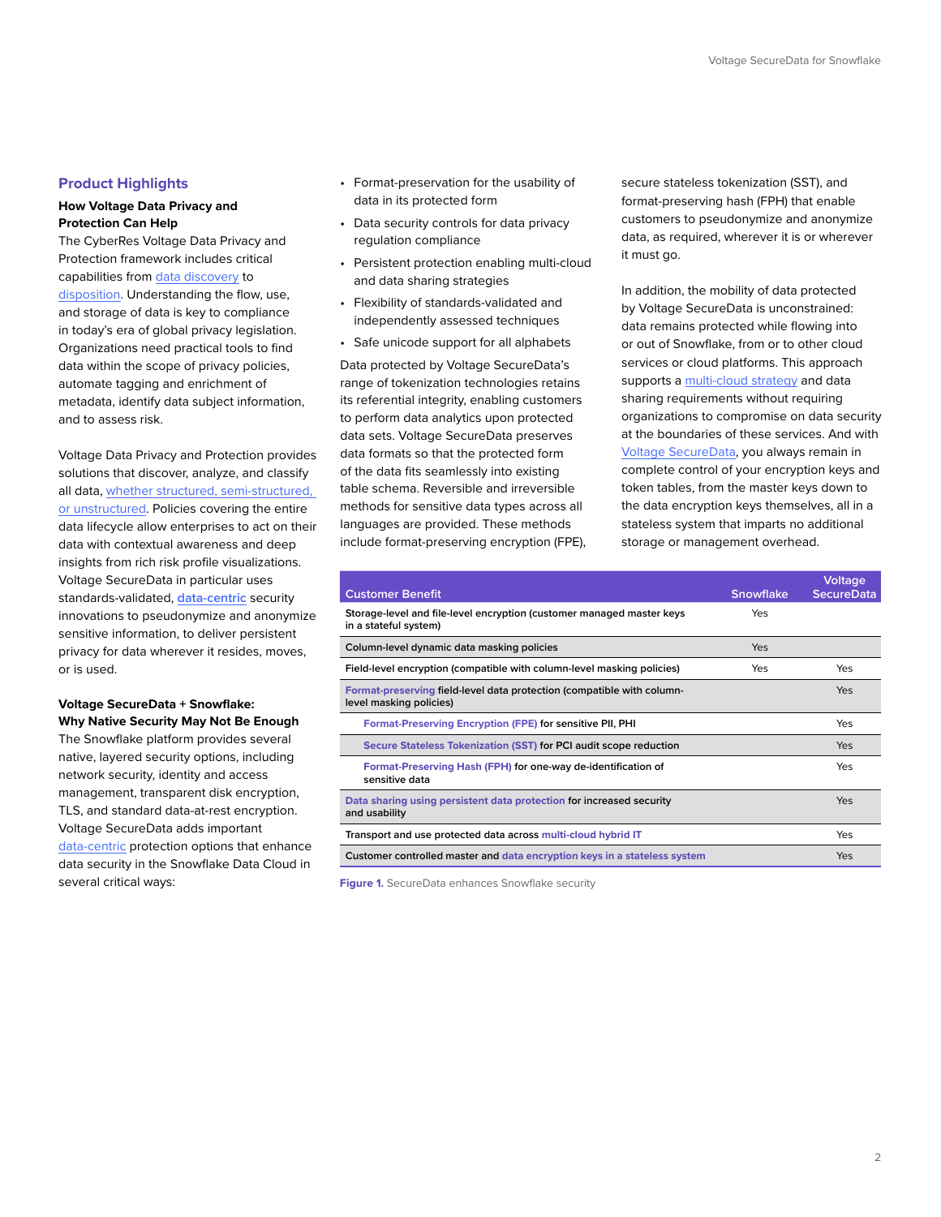## Product Highlights

### How Voltage Data Privacy and Protection Can Help

The CyberRes Voltage Data Privacy and Protection framework includes critical capabilities from data discovery to disposition. Understanding the flow, use, and storage of data is key to compliance in today's era of global privacy legislation. Organizations need practical tools to find data within the scope of privacy policies, automate tagging and enrichment of metadata, identify data subject information, and to assess risk.

Voltage Data Privacy and Protection provides solutions that discover, analyze, and classify all data, whether structured, semi-structured, or unstructured. Policies covering the entire data lifecycle allow enterprises to act on their data with contextual awareness and deep insights from rich risk profile visualizations. Voltage SecureData in particular uses standards-validated, data-centric security innovations to pseudonymize and anonymize sensitive information, to deliver persistent privacy for data wherever it resides, moves, or is used.

### Voltage SecureData + Snowflake: Why Native Security May Not Be Enough

The Snowflake platform provides several native, layered security options, including network security, identity and access management, transparent disk encryption, TLS, and standard data-at-rest encryption. Voltage SecureData adds important data-centric protection options that enhance data security in the Snowflake Data Cloud in several critical ways:

- Format-preservation for the usability of data in its protected form
- Data security controls for data privacy regulation compliance
- Persistent protection enabling multi-cloud and data sharing strategies
- Flexibility of standards-validated and independently assessed techniques
- Safe unicode support for all alphabets

Data protected by Voltage SecureData's range of tokenization technologies retains its referential integrity, enabling customers to perform data analytics upon protected data sets. Voltage SecureData preserves data formats so that the protected form of the data fits seamlessly into existing table schema. Reversible and irreversible methods for sensitive data types across all languages are provided. These methods include format-preserving encryption (FPE), secure stateless tokenization (SST), and format-preserving hash (FPH) that enable customers to pseudonymize and anonymize data, as required, wherever it is or wherever it must go.

In addition, the mobility of data protected by Voltage SecureData is unconstrained: data remains protected while flowing into or out of Snowflake, from or to other cloud services or cloud platforms. This approach supports a multi-cloud strategy and data sharing requirements without requiring organizations to compromise on data security at the boundaries of these services. And with Voltage SecureData, you always remain in complete control of your encryption keys and token tables, from the master keys down to the data encryption keys themselves, all in a stateless system that imparts no additional storage or management overhead.

| Customer Benefit | Snowflake | Voltage SecureData |
| --- | --- | --- |
| Storage-level and file-level encryption (customer managed master keys in a stateful system) | Yes | |
| Column-level dynamic data masking policies | Yes | |
| Field-level encryption (compatible with column-level masking policies) | Yes | Yes |
| Format-preserving field-level data protection (compatible with column-level masking policies) | | Yes |
| Format-Preserving Encryption (FPE) for sensitive PII, PHI | | Yes |
| Secure Stateless Tokenization (SST) for PCI audit scope reduction | | Yes |
| Format-Preserving Hash (FPH) for one-way de-identification of sensitive data | | Yes |
| Data sharing using persistent data protection for increased security and usability | | Yes |
| Transport and use protected data across multi-cloud hybrid IT | | Yes |
| Customer controlled master and data encryption keys in a stateless system | | Yes |

**Figure 1.** SecureData enhances Snowflake security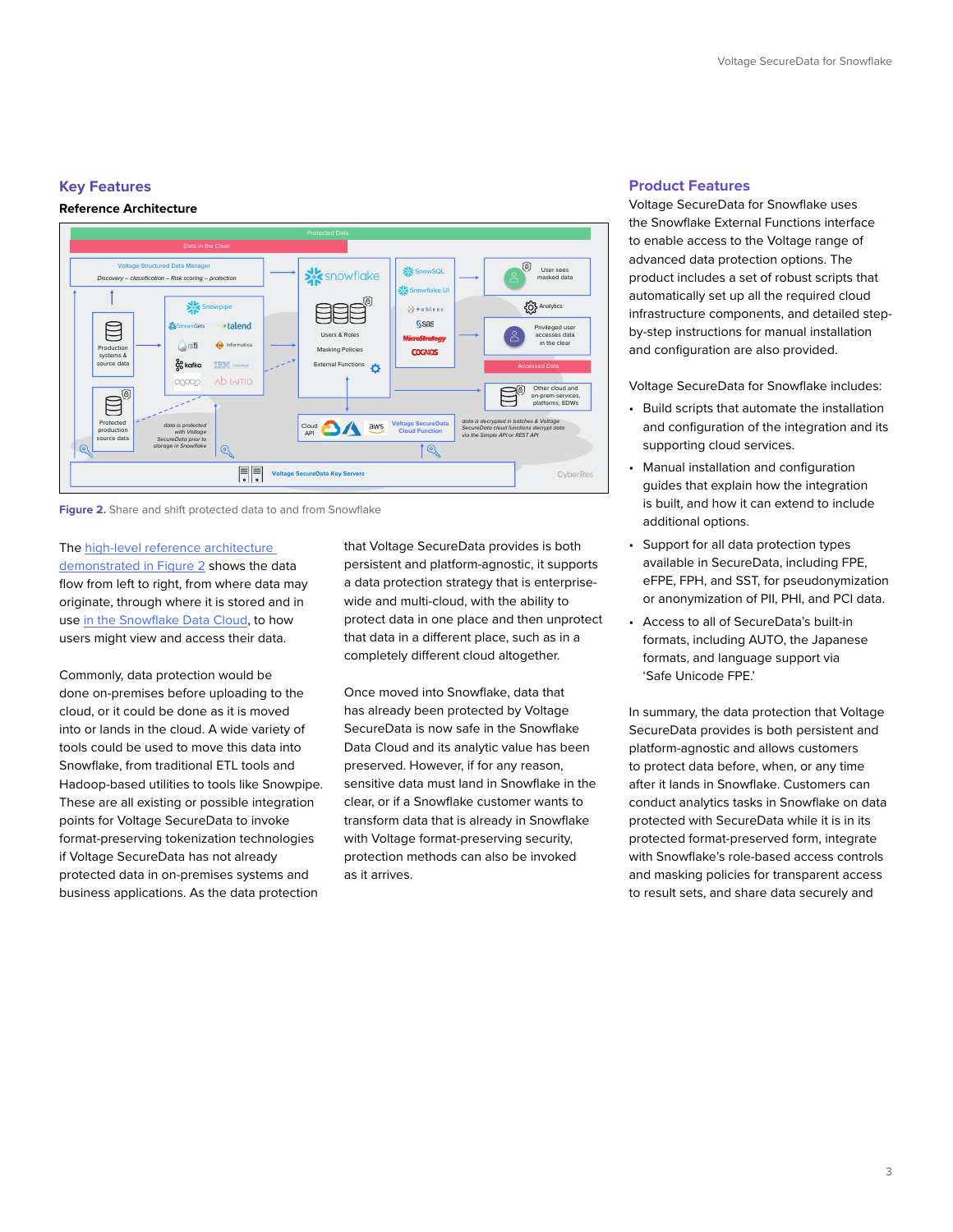## Key Features

**Reference Architecture**

**Figure 2.** Share and shift protected data to and from Snowflake

The high-level reference architecture demonstrated in Figure 2 shows the data flow from left to right, from where data may originate, through where it is stored and in use in the Snowflake Data Cloud, to how users might view and access their data.

Commonly, data protection would be done on-premises before uploading to the cloud, or it could be done as it is moved into or lands in the cloud. A wide variety of tools could be used to move this data into Snowflake, from traditional ETL tools and Hadoop-based utilities to tools like Snowpipe. These are all existing or possible integration points for Voltage SecureData to invoke format-preserving tokenization technologies if Voltage SecureData has not already protected data in on-premises systems and business applications. As the data protection that Voltage SecureData provides is both persistent and platform-agnostic, it supports a data protection strategy that is enterprise-wide and multi-cloud, with the ability to protect data in one place and then unprotect that data in a different place, such as in a completely different cloud altogether.

Once moved into Snowflake, data that has already been protected by Voltage SecureData is now safe in the Snowflake Data Cloud and its analytic value has been preserved. However, if for any reason, sensitive data must land in Snowflake in the clear, or if a Snowflake customer wants to transform data that is already in Snowflake with Voltage format-preserving security, protection methods can also be invoked as it arrives.

## Product Features

Voltage SecureData for Snowflake uses the Snowflake External Functions interface to enable access to the Voltage range of advanced data protection options. The product includes a set of robust scripts that automatically set up all the required cloud infrastructure components, and detailed step-by-step instructions for manual installation and configuration are also provided.

Voltage SecureData for Snowflake includes:

- Build scripts that automate the installation and configuration of the integration and its supporting cloud services.
- Manual installation and configuration guides that explain how the integration is built, and how it can extend to include additional options.
- Support for all data protection types available in SecureData, including FPE, eFPE, FPH, and SST, for pseudonymization or anonymization of PII, PHI, and PCI data.
- Access to all of SecureData's built-in formats, including AUTO, the Japanese formats, and language support via 'Safe Unicode FPE.'

In summary, the data protection that Voltage SecureData provides is both persistent and platform-agnostic and allows customers to protect data before, when, or any time after it lands in Snowflake. Customers can conduct analytics tasks in Snowflake on data protected with SecureData while it is in its protected format-preserved form, integrate with Snowflake's role-based access controls and masking policies for transparent access to result sets, and share data securely and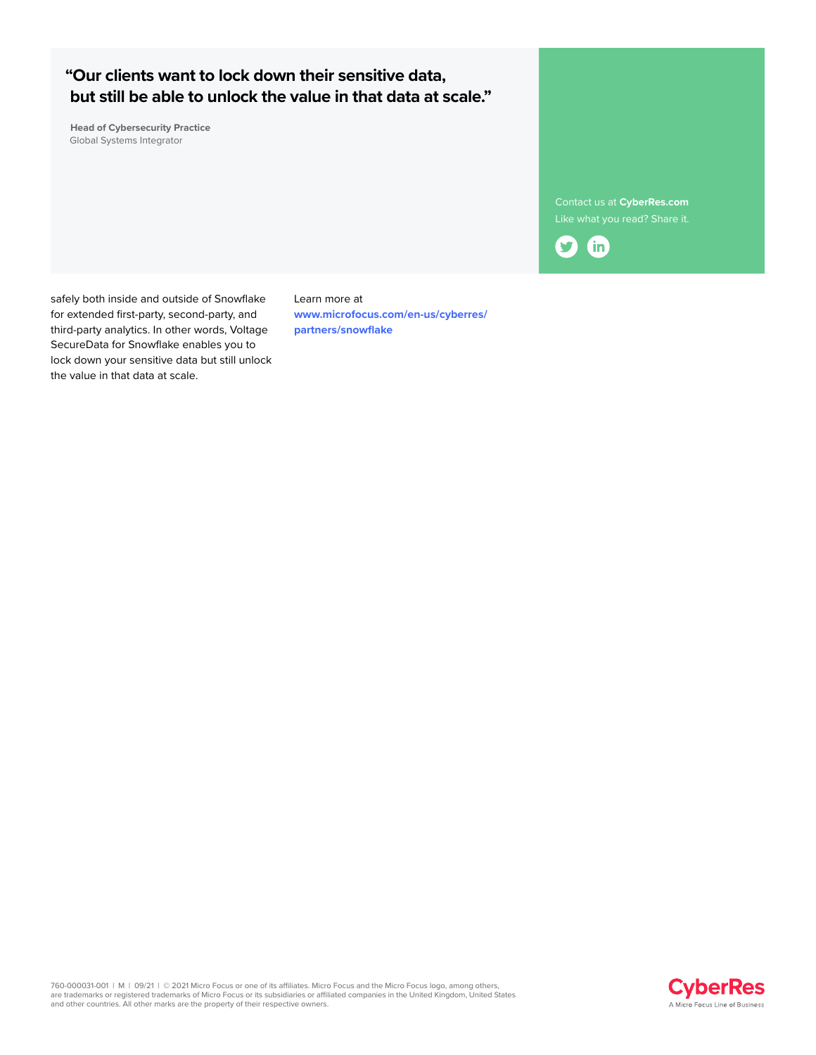> **"Our clients want to lock down their sensitive data, but still be able to unlock the value in that data at scale."**
>
> **Head of Cybersecurity Practice**
> Global Systems Integrator

Contact us at **CyberRes.com**
Like what you read? Share it.

safely both inside and outside of Snowflake for extended first-party, second-party, and third-party analytics. In other words, Voltage SecureData for Snowflake enables you to lock down your sensitive data but still unlock the value in that data at scale.

Learn more at
**www.microfocus.com/en-us/cyberres/partners/snowflake**

760-000031-001 | M | 09/21 | © 2021 Micro Focus or one of its affiliates. Micro Focus and the Micro Focus logo, among others, are trademarks or registered trademarks of Micro Focus or its subsidiaries or affiliated companies in the United Kingdom, United States and other countries. All other marks are the property of their respective owners.

CyberRes
A Micro Focus Line of Business